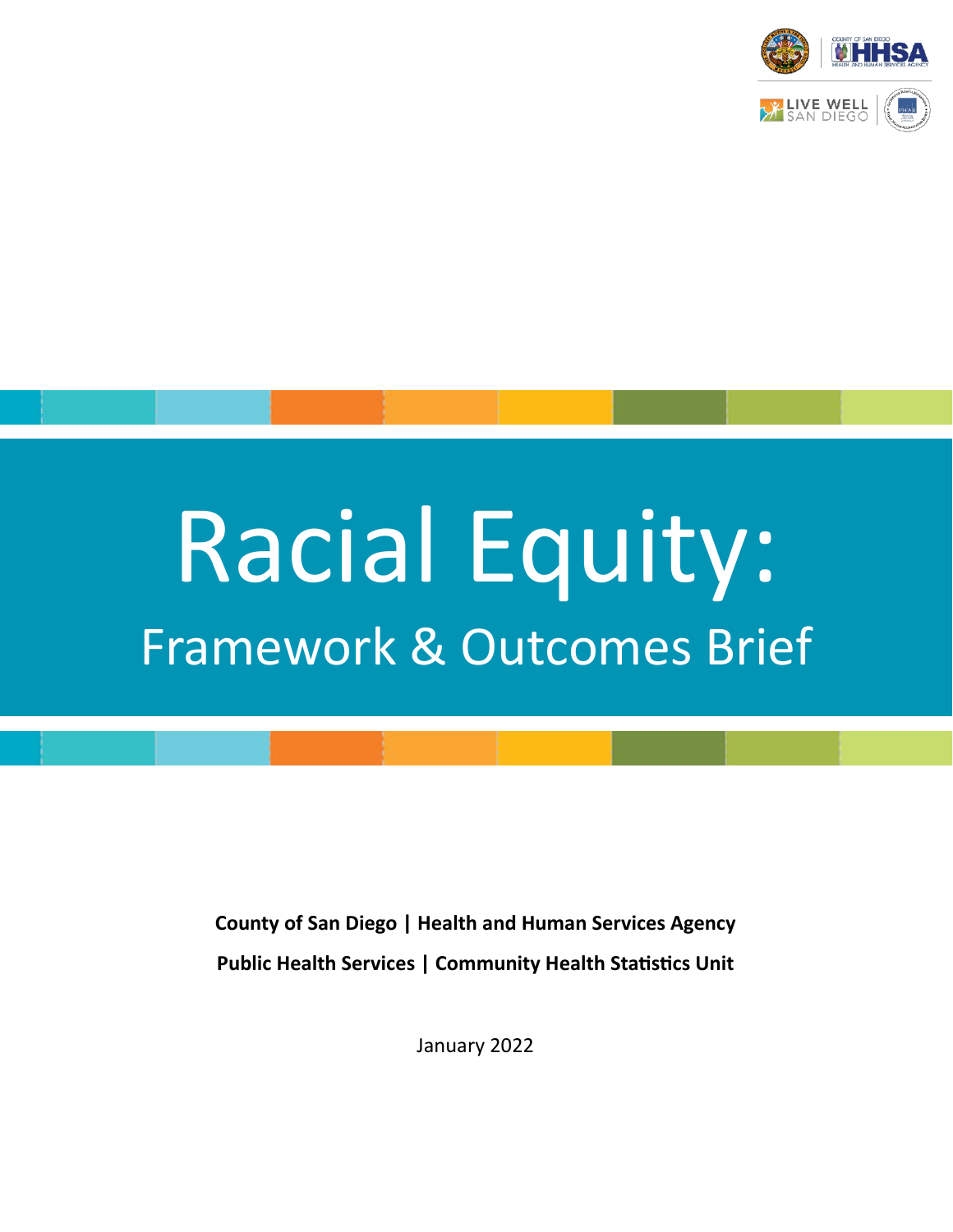# Racial Equity:

## Framework & Outcomes Brief

**County of San Diego | Health and Human Services Agency**

**Public Health Services | Community Health Statistics Unit**

January 2022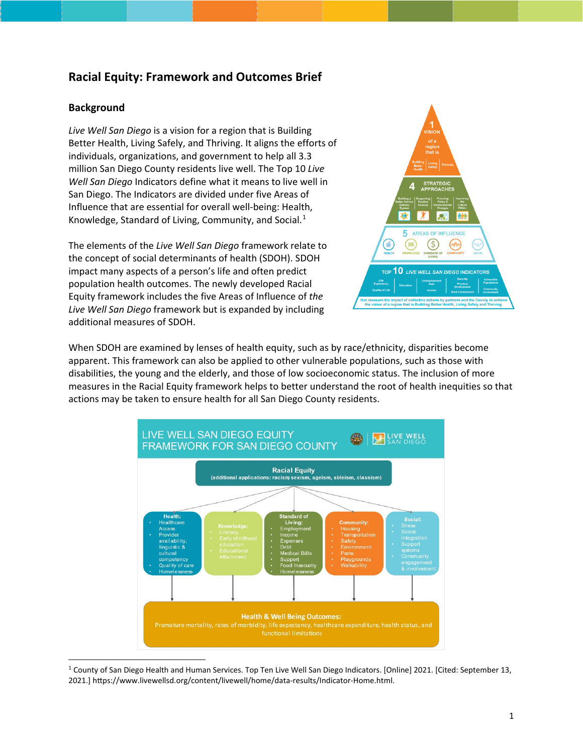# Racial Equity: Framework and Outcomes Brief

## Background

*Live Well San Diego* is a vision for a region that is Building Better Health, Living Safely, and Thriving. It aligns the efforts of individuals, organizations, and government to help all 3.3 million San Diego County residents live well. The Top 10 *Live Well San Diego* Indicators define what it means to live well in San Diego. The Indicators are divided under five Areas of Influence that are essential for overall well-being: Health, Knowledge, Standard of Living, Community, and Social.[1]

The elements of the *Live Well San Diego* framework relate to the concept of social determinants of health (SDOH). SDOH impact many aspects of a person's life and often predict population health outcomes. The newly developed Racial Equity framework includes the five Areas of Influence of *the Live Well San Diego* framework but is expanded by including additional measures of SDOH.

When SDOH are examined by lenses of health equity, such as by race/ethnicity, disparities become apparent. This framework can also be applied to other vulnerable populations, such as those with disabilities, the young and the elderly, and those of low socioeconomic status. The inclusion of more measures in the Racial Equity framework helps to better understand the root of health inequities so that actions may be taken to ensure health for all San Diego County residents.

---

[1] County of San Diego Health and Human Services. Top Ten Live Well San Diego Indicators. [Online] 2021. [Cited: September 13, 2021.] https://www.livewellsd.org/content/livewell/home/data-results/Indicator-Home.html.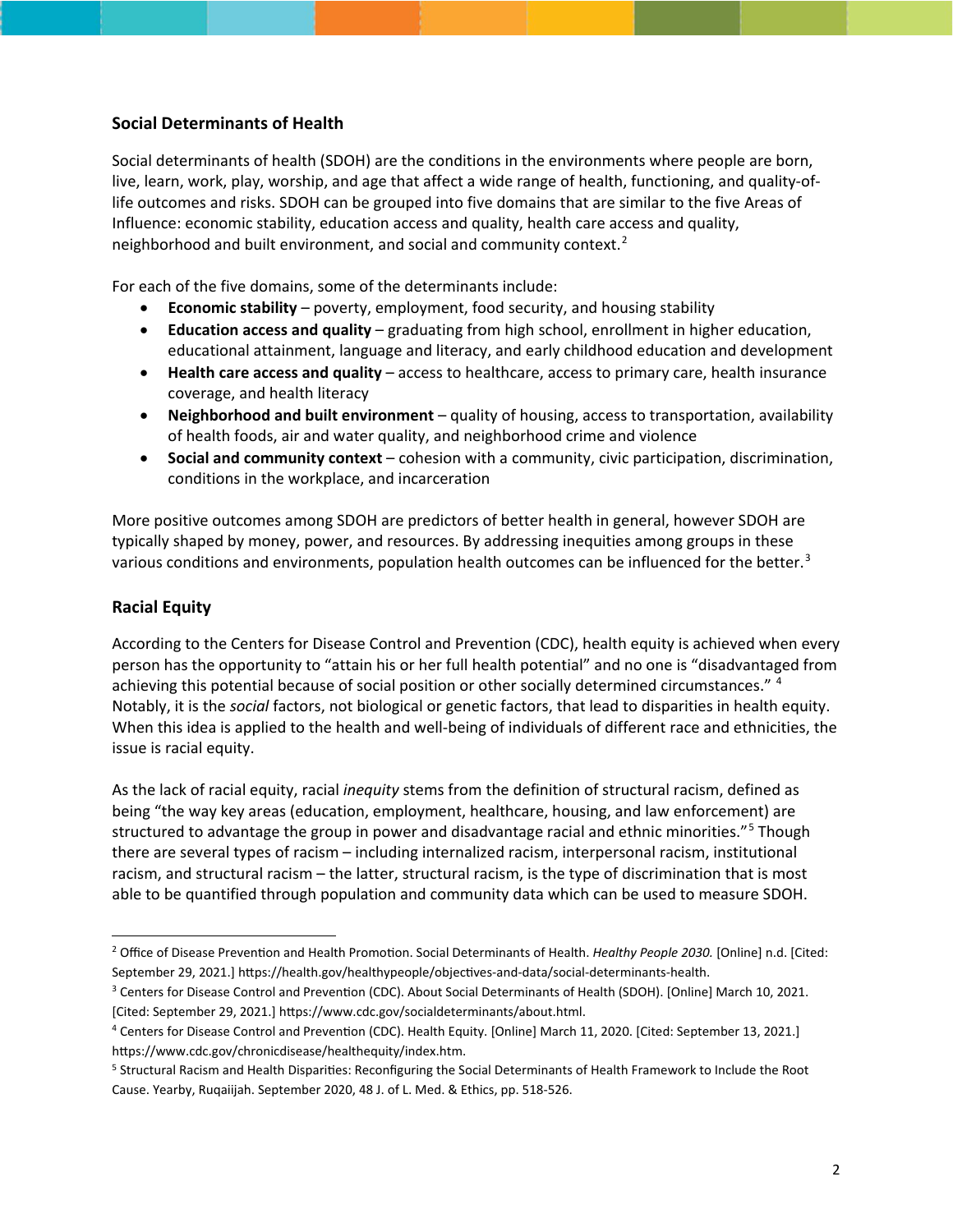## Social Determinants of Health

Social determinants of health (SDOH) are the conditions in the environments where people are born, live, learn, work, play, worship, and age that affect a wide range of health, functioning, and quality-of-life outcomes and risks. SDOH can be grouped into five domains that are similar to the five Areas of Influence: economic stability, education access and quality, health care access and quality, neighborhood and built environment, and social and community context.[2]

For each of the five domains, some of the determinants include:

- **Economic stability** – poverty, employment, food security, and housing stability
- **Education access and quality** – graduating from high school, enrollment in higher education, educational attainment, language and literacy, and early childhood education and development
- **Health care access and quality** – access to healthcare, access to primary care, health insurance coverage, and health literacy
- **Neighborhood and built environment** – quality of housing, access to transportation, availability of health foods, air and water quality, and neighborhood crime and violence
- **Social and community context** – cohesion with a community, civic participation, discrimination, conditions in the workplace, and incarceration

More positive outcomes among SDOH are predictors of better health in general, however SDOH are typically shaped by money, power, and resources. By addressing inequities among groups in these various conditions and environments, population health outcomes can be influenced for the better.[3]

## Racial Equity

According to the Centers for Disease Control and Prevention (CDC), health equity is achieved when every person has the opportunity to "attain his or her full health potential" and no one is "disadvantaged from achieving this potential because of social position or other socially determined circumstances." [4] Notably, it is the *social* factors, not biological or genetic factors, that lead to disparities in health equity. When this idea is applied to the health and well-being of individuals of different race and ethnicities, the issue is racial equity.

As the lack of racial equity, racial *inequity* stems from the definition of structural racism, defined as being "the way key areas (education, employment, healthcare, housing, and law enforcement) are structured to advantage the group in power and disadvantage racial and ethnic minorities."[5] Though there are several types of racism – including internalized racism, interpersonal racism, institutional racism, and structural racism – the latter, structural racism, is the type of discrimination that is most able to be quantified through population and community data which can be used to measure SDOH.

---

[2] Office of Disease Prevention and Health Promotion. Social Determinants of Health. *Healthy People 2030.* [Online] n.d. [Cited: September 29, 2021.] https://health.gov/healthypeople/objectives-and-data/social-determinants-health.

[3] Centers for Disease Control and Prevention (CDC). About Social Determinants of Health (SDOH). [Online] March 10, 2021. [Cited: September 29, 2021.] https://www.cdc.gov/socialdeterminants/about.html.

[4] Centers for Disease Control and Prevention (CDC). Health Equity. [Online] March 11, 2020. [Cited: September 13, 2021.] https://www.cdc.gov/chronicdisease/healthequity/index.htm.

[5] Structural Racism and Health Disparities: Reconfiguring the Social Determinants of Health Framework to Include the Root Cause. Yearby, Ruqaiijah. September 2020, 48 J. of L. Med. & Ethics, pp. 518-526.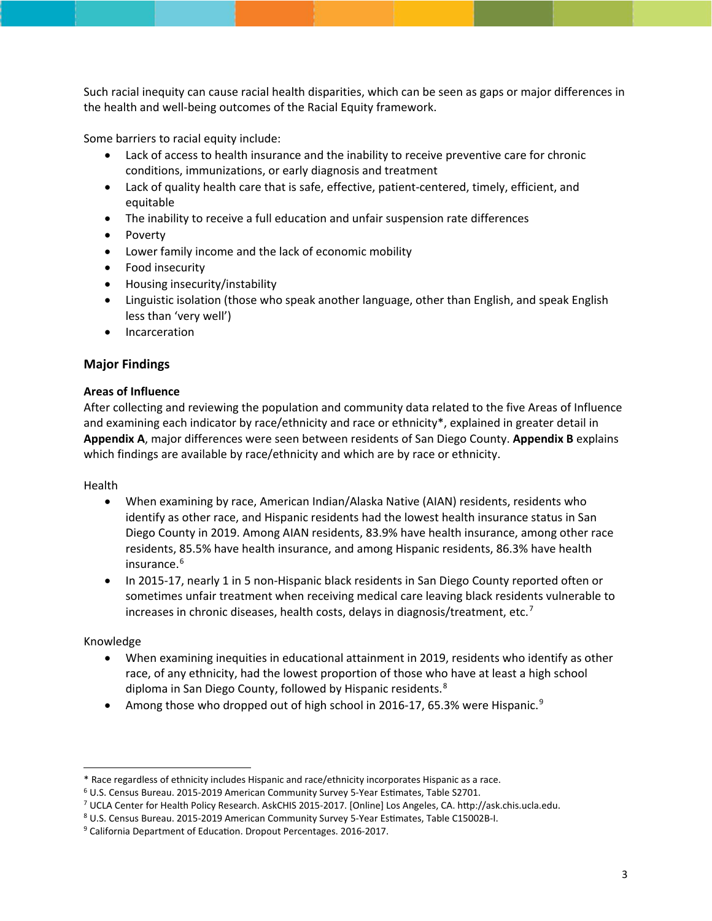Such racial inequity can cause racial health disparities, which can be seen as gaps or major differences in the health and well-being outcomes of the Racial Equity framework.

Some barriers to racial equity include:

- Lack of access to health insurance and the inability to receive preventive care for chronic conditions, immunizations, or early diagnosis and treatment
- Lack of quality health care that is safe, effective, patient-centered, timely, efficient, and equitable
- The inability to receive a full education and unfair suspension rate differences
- Poverty
- Lower family income and the lack of economic mobility
- Food insecurity
- Housing insecurity/instability
- Linguistic isolation (those who speak another language, other than English, and speak English less than 'very well')
- Incarceration

## Major Findings

### Areas of Influence

After collecting and reviewing the population and community data related to the five Areas of Influence and examining each indicator by race/ethnicity and race or ethnicity*, explained in greater detail in **Appendix A**, major differences were seen between residents of San Diego County. **Appendix B** explains which findings are available by race/ethnicity and which are by race or ethnicity.

Health

- When examining by race, American Indian/Alaska Native (AIAN) residents, residents who identify as other race, and Hispanic residents had the lowest health insurance status in San Diego County in 2019. Among AIAN residents, 83.9% have health insurance, among other race residents, 85.5% have health insurance, and among Hispanic residents, 86.3% have health insurance.[6]
- In 2015-17, nearly 1 in 5 non-Hispanic black residents in San Diego County reported often or sometimes unfair treatment when receiving medical care leaving black residents vulnerable to increases in chronic diseases, health costs, delays in diagnosis/treatment, etc.[7]

Knowledge

- When examining inequities in educational attainment in 2019, residents who identify as other race, of any ethnicity, had the lowest proportion of those who have at least a high school diploma in San Diego County, followed by Hispanic residents.[8]
- Among those who dropped out of high school in 2016-17, 65.3% were Hispanic.[9]

---

* Race regardless of ethnicity includes Hispanic and race/ethnicity incorporates Hispanic as a race.

[6] U.S. Census Bureau. 2015-2019 American Community Survey 5-Year Estimates, Table S2701.

[7] UCLA Center for Health Policy Research. AskCHIS 2015-2017. [Online] Los Angeles, CA. http://ask.chis.ucla.edu.

[8] U.S. Census Bureau. 2015-2019 American Community Survey 5-Year Estimates, Table C15002B-I.

[9] California Department of Education. Dropout Percentages. 2016-2017.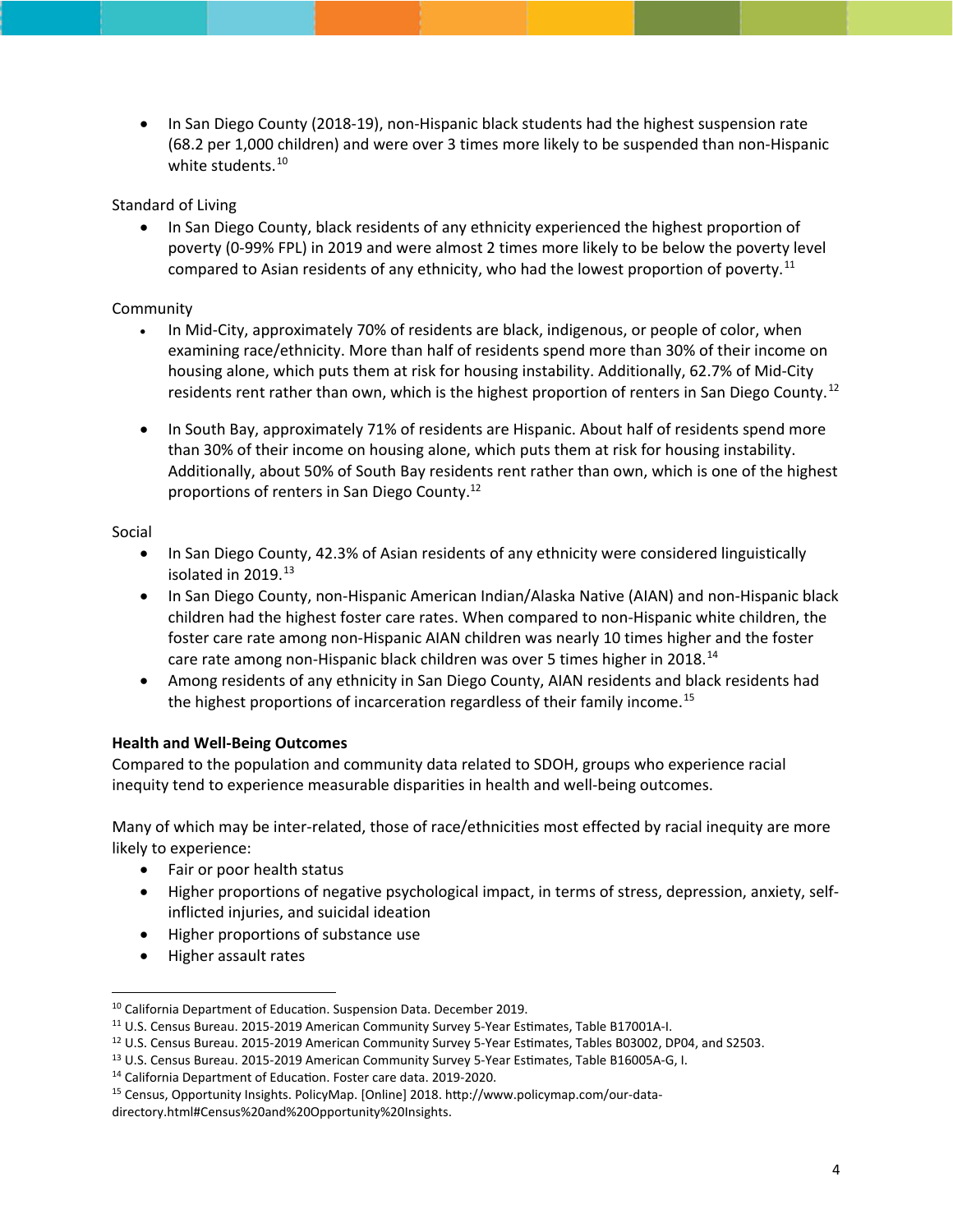- In San Diego County (2018-19), non-Hispanic black students had the highest suspension rate (68.2 per 1,000 children) and were over 3 times more likely to be suspended than non-Hispanic white students.[10]

Standard of Living

- In San Diego County, black residents of any ethnicity experienced the highest proportion of poverty (0-99% FPL) in 2019 and were almost 2 times more likely to be below the poverty level compared to Asian residents of any ethnicity, who had the lowest proportion of poverty.[11]

Community

- In Mid-City, approximately 70% of residents are black, indigenous, or people of color, when examining race/ethnicity. More than half of residents spend more than 30% of their income on housing alone, which puts them at risk for housing instability. Additionally, 62.7% of Mid-City residents rent rather than own, which is the highest proportion of renters in San Diego County.[12]

- In South Bay, approximately 71% of residents are Hispanic. About half of residents spend more than 30% of their income on housing alone, which puts them at risk for housing instability. Additionally, about 50% of South Bay residents rent rather than own, which is one of the highest proportions of renters in San Diego County.[12]

Social

- In San Diego County, 42.3% of Asian residents of any ethnicity were considered linguistically isolated in 2019.[13]
- In San Diego County, non-Hispanic American Indian/Alaska Native (AIAN) and non-Hispanic black children had the highest foster care rates. When compared to non-Hispanic white children, the foster care rate among non-Hispanic AIAN children was nearly 10 times higher and the foster care rate among non-Hispanic black children was over 5 times higher in 2018.[14]
- Among residents of any ethnicity in San Diego County, AIAN residents and black residents had the highest proportions of incarceration regardless of their family income.[15]

**Health and Well-Being Outcomes**

Compared to the population and community data related to SDOH, groups who experience racial inequity tend to experience measurable disparities in health and well-being outcomes.

Many of which may be inter-related, those of race/ethnicities most effected by racial inequity are more likely to experience:

- Fair or poor health status
- Higher proportions of negative psychological impact, in terms of stress, depression, anxiety, self-inflicted injuries, and suicidal ideation
- Higher proportions of substance use
- Higher assault rates

---

[10] California Department of Education. Suspension Data. December 2019.

[11] U.S. Census Bureau. 2015-2019 American Community Survey 5-Year Estimates, Table B17001A-I.

[12] U.S. Census Bureau. 2015-2019 American Community Survey 5-Year Estimates, Tables B03002, DP04, and S2503.

[13] U.S. Census Bureau. 2015-2019 American Community Survey 5-Year Estimates, Table B16005A-G, I.

[14] California Department of Education. Foster care data. 2019-2020.

[15] Census, Opportunity Insights. PolicyMap. [Online] 2018. http://www.policymap.com/our-data-directory.html#Census%20and%20Opportunity%20Insights.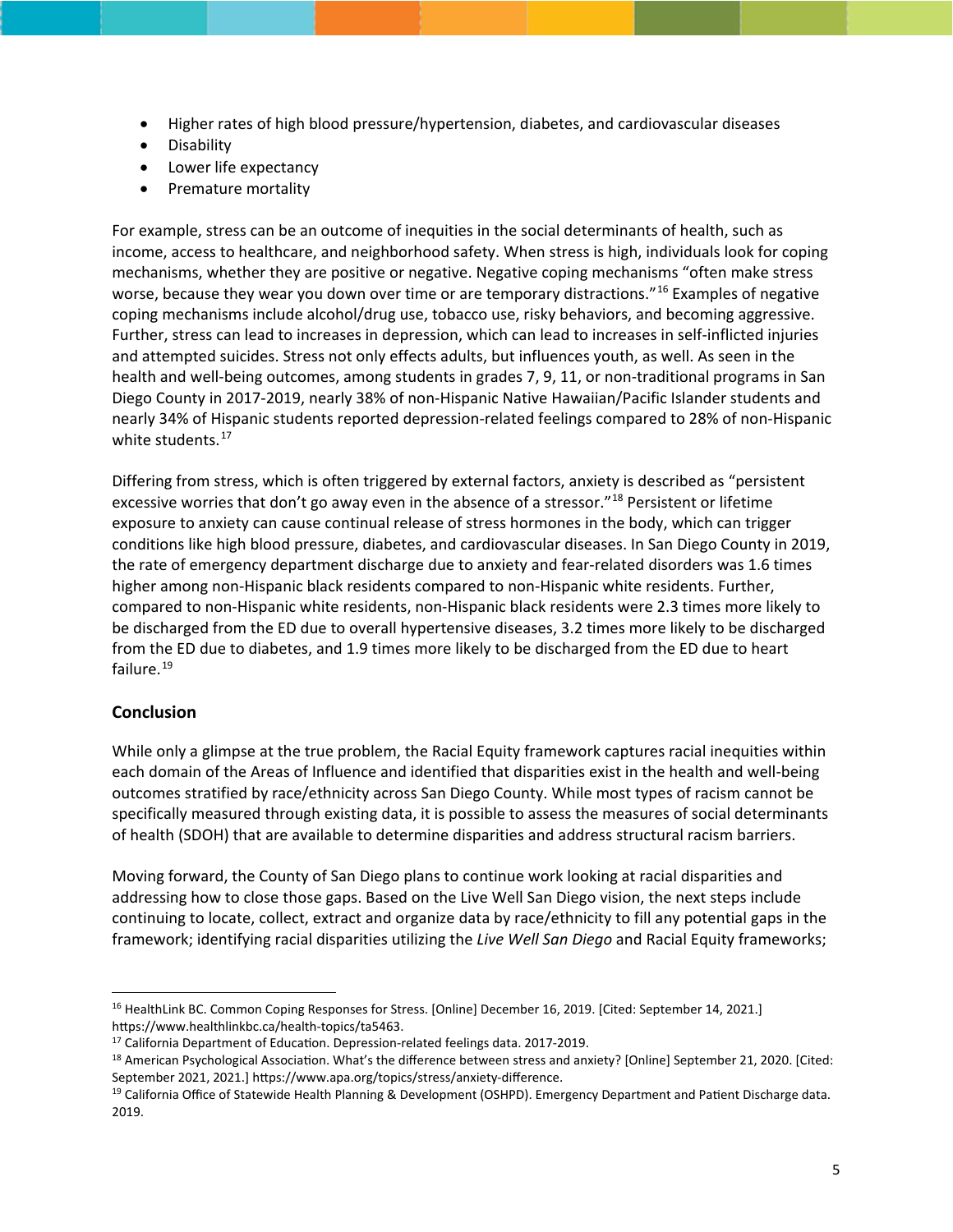- Higher rates of high blood pressure/hypertension, diabetes, and cardiovascular diseases
- Disability
- Lower life expectancy
- Premature mortality

For example, stress can be an outcome of inequities in the social determinants of health, such as income, access to healthcare, and neighborhood safety. When stress is high, individuals look for coping mechanisms, whether they are positive or negative. Negative coping mechanisms "often make stress worse, because they wear you down over time or are temporary distractions."[16] Examples of negative coping mechanisms include alcohol/drug use, tobacco use, risky behaviors, and becoming aggressive. Further, stress can lead to increases in depression, which can lead to increases in self-inflicted injuries and attempted suicides. Stress not only effects adults, but influences youth, as well. As seen in the health and well-being outcomes, among students in grades 7, 9, 11, or non-traditional programs in San Diego County in 2017-2019, nearly 38% of non-Hispanic Native Hawaiian/Pacific Islander students and nearly 34% of Hispanic students reported depression-related feelings compared to 28% of non-Hispanic white students.[17]

Differing from stress, which is often triggered by external factors, anxiety is described as "persistent excessive worries that don't go away even in the absence of a stressor."[18] Persistent or lifetime exposure to anxiety can cause continual release of stress hormones in the body, which can trigger conditions like high blood pressure, diabetes, and cardiovascular diseases. In San Diego County in 2019, the rate of emergency department discharge due to anxiety and fear-related disorders was 1.6 times higher among non-Hispanic black residents compared to non-Hispanic white residents. Further, compared to non-Hispanic white residents, non-Hispanic black residents were 2.3 times more likely to be discharged from the ED due to overall hypertensive diseases, 3.2 times more likely to be discharged from the ED due to diabetes, and 1.9 times more likely to be discharged from the ED due to heart failure.[19]

## Conclusion

While only a glimpse at the true problem, the Racial Equity framework captures racial inequities within each domain of the Areas of Influence and identified that disparities exist in the health and well-being outcomes stratified by race/ethnicity across San Diego County. While most types of racism cannot be specifically measured through existing data, it is possible to assess the measures of social determinants of health (SDOH) that are available to determine disparities and address structural racism barriers.

Moving forward, the County of San Diego plans to continue work looking at racial disparities and addressing how to close those gaps. Based on the Live Well San Diego vision, the next steps include continuing to locate, collect, extract and organize data by race/ethnicity to fill any potential gaps in the framework; identifying racial disparities utilizing the *Live Well San Diego* and Racial Equity frameworks;

---

[16] HealthLink BC. Common Coping Responses for Stress. [Online] December 16, 2019. [Cited: September 14, 2021.] https://www.healthlinkbc.ca/health-topics/ta5463.

[17] California Department of Education. Depression-related feelings data. 2017-2019.

[18] American Psychological Association. What's the difference between stress and anxiety? [Online] September 21, 2020. [Cited: September 2021, 2021.] https://www.apa.org/topics/stress/anxiety-difference.

[19] California Office of Statewide Health Planning & Development (OSHPD). Emergency Department and Patient Discharge data. 2019.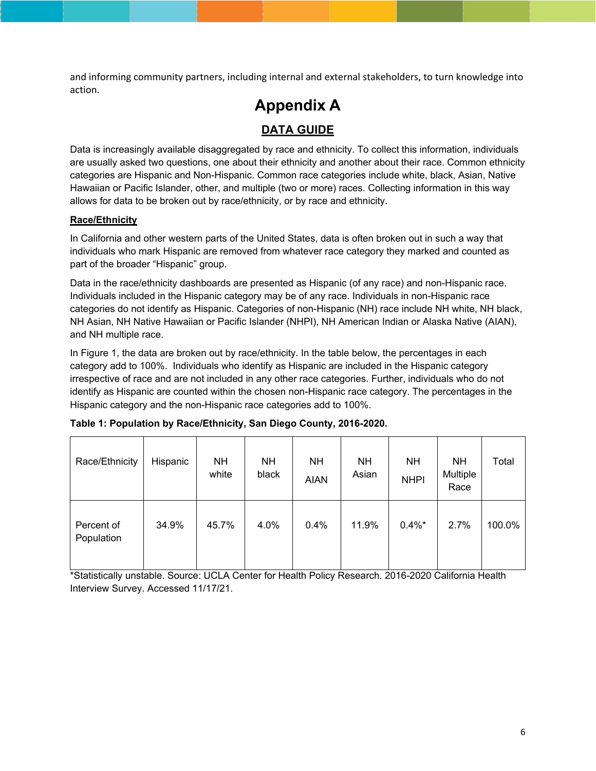and informing community partners, including internal and external stakeholders, to turn knowledge into action.

# Appendix A

## DATA GUIDE

Data is increasingly available disaggregated by race and ethnicity. To collect this information, individuals are usually asked two questions, one about their ethnicity and another about their race. Common ethnicity categories are Hispanic and Non-Hispanic. Common race categories include white, black, Asian, Native Hawaiian or Pacific Islander, other, and multiple (two or more) races. Collecting information in this way allows for data to be broken out by race/ethnicity, or by race and ethnicity.

### Race/Ethnicity

In California and other western parts of the United States, data is often broken out in such a way that individuals who mark Hispanic are removed from whatever race category they marked and counted as part of the broader "Hispanic" group.

Data in the race/ethnicity dashboards are presented as Hispanic (of any race) and non-Hispanic race. Individuals included in the Hispanic category may be of any race. Individuals in non-Hispanic race categories do not identify as Hispanic. Categories of non-Hispanic (NH) race include NH white, NH black, NH Asian, NH Native Hawaiian or Pacific Islander (NHPI), NH American Indian or Alaska Native (AIAN), and NH multiple race.

In Figure 1, the data are broken out by race/ethnicity. In the table below, the percentages in each category add to 100%. Individuals who identify as Hispanic are included in the Hispanic category irrespective of race and are not included in any other race categories. Further, individuals who do not identify as Hispanic are counted within the chosen non-Hispanic race category. The percentages in the Hispanic category and the non-Hispanic race categories add to 100%.

**Table 1: Population by Race/Ethnicity, San Diego County, 2016-2020.**

| Race/Ethnicity | Hispanic | NH white | NH black | NH AIAN | NH Asian | NH NHPI | NH Multiple Race | Total |
|---|---|---|---|---|---|---|---|---|
| Percent of Population | 34.9% | 45.7% | 4.0% | 0.4% | 11.9% | 0.4%* | 2.7% | 100.0% |

*Statistically unstable. Source: UCLA Center for Health Policy Research. 2016-2020 California Health Interview Survey. Accessed 11/17/21.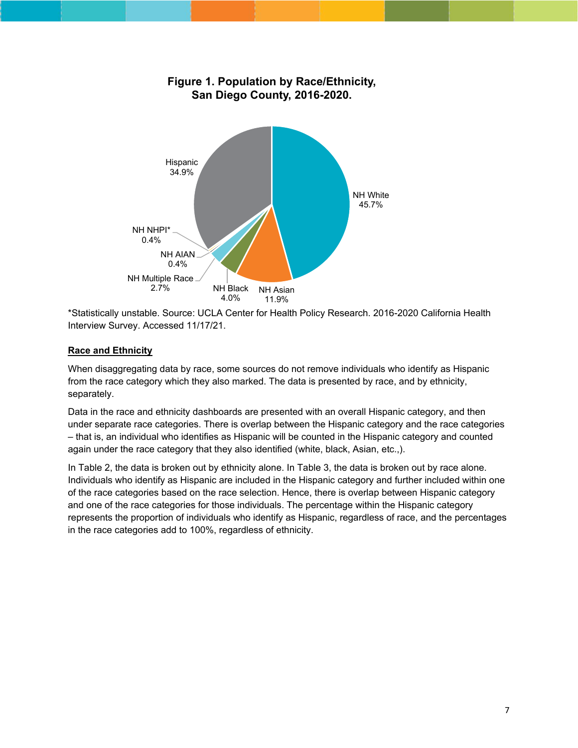**Figure 1. Population by Race/Ethnicity, San Diego County, 2016-2020.**

| Race/Ethnicity | Percent |
|---|---|
| NH White | 45.7% |
| Hispanic | 34.9% |
| NH Asian | 11.9% |
| NH Black | 4.0% |
| NH Multiple Race | 2.7% |
| NH AIAN | 0.4% |
| NH NHPI* | 0.4% |

*Statistically unstable. Source: UCLA Center for Health Policy Research. 2016-2020 California Health Interview Survey. Accessed 11/17/21.

## Race and Ethnicity

When disaggregating data by race, some sources do not remove individuals who identify as Hispanic from the race category which they also marked. The data is presented by race, and by ethnicity, separately.

Data in the race and ethnicity dashboards are presented with an overall Hispanic category, and then under separate race categories. There is overlap between the Hispanic category and the race categories – that is, an individual who identifies as Hispanic will be counted in the Hispanic category and counted again under the race category that they also identified (white, black, Asian, etc.,).

In Table 2, the data is broken out by ethnicity alone. In Table 3, the data is broken out by race alone. Individuals who identify as Hispanic are included in the Hispanic category and further included within one of the race categories based on the race selection. Hence, there is overlap between Hispanic category and one of the race categories for those individuals. The percentage within the Hispanic category represents the proportion of individuals who identify as Hispanic, regardless of race, and the percentages in the race categories add to 100%, regardless of ethnicity.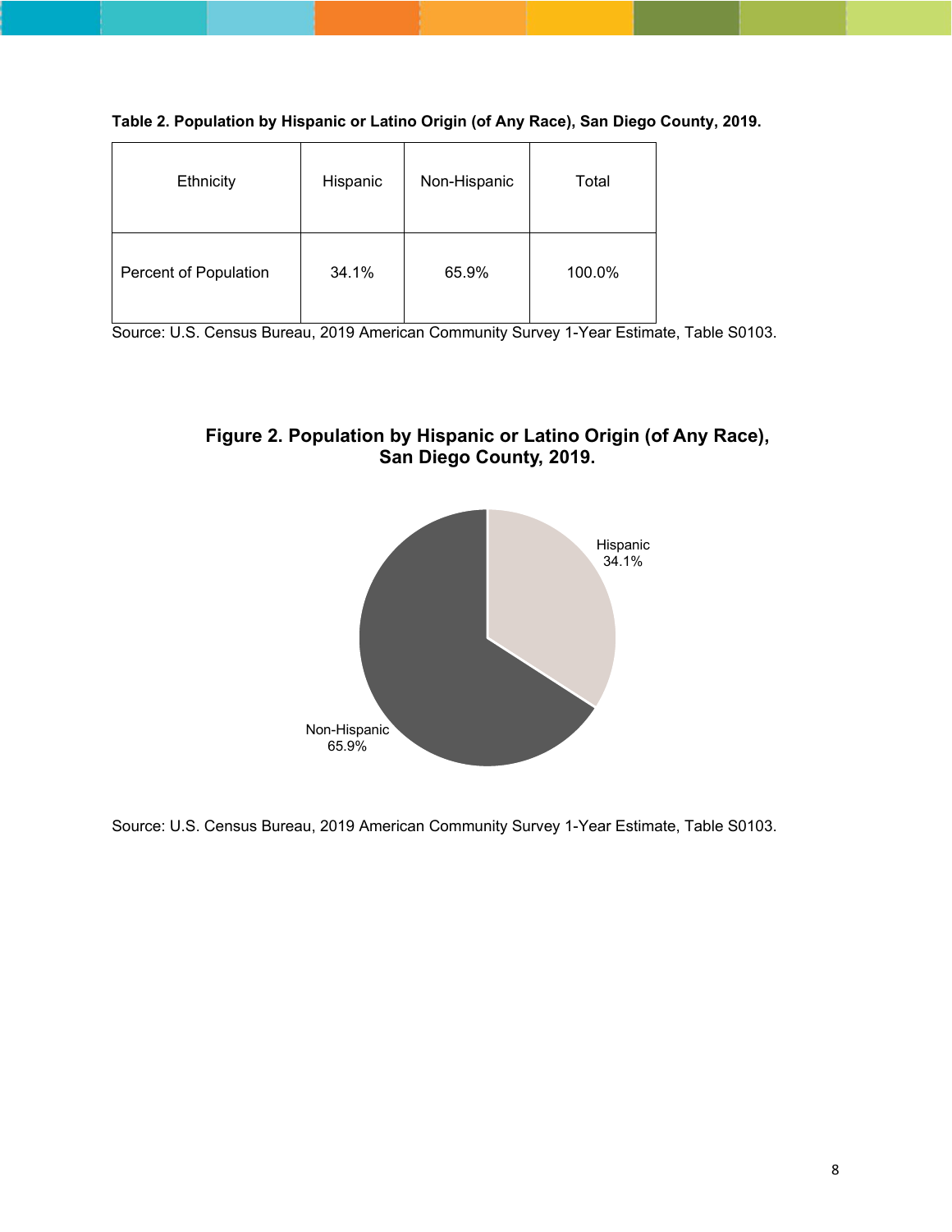**Table 2. Population by Hispanic or Latino Origin (of Any Race), San Diego County, 2019.**

| Ethnicity | Hispanic | Non-Hispanic | Total |
|---|---|---|---|
| Percent of Population | 34.1% | 65.9% | 100.0% |

Source: U.S. Census Bureau, 2019 American Community Survey 1-Year Estimate, Table S0103.

**Figure 2. Population by Hispanic or Latino Origin (of Any Race), San Diego County, 2019.**

Hispanic 34.1%

Non-Hispanic 65.9%

Source: U.S. Census Bureau, 2019 American Community Survey 1-Year Estimate, Table S0103.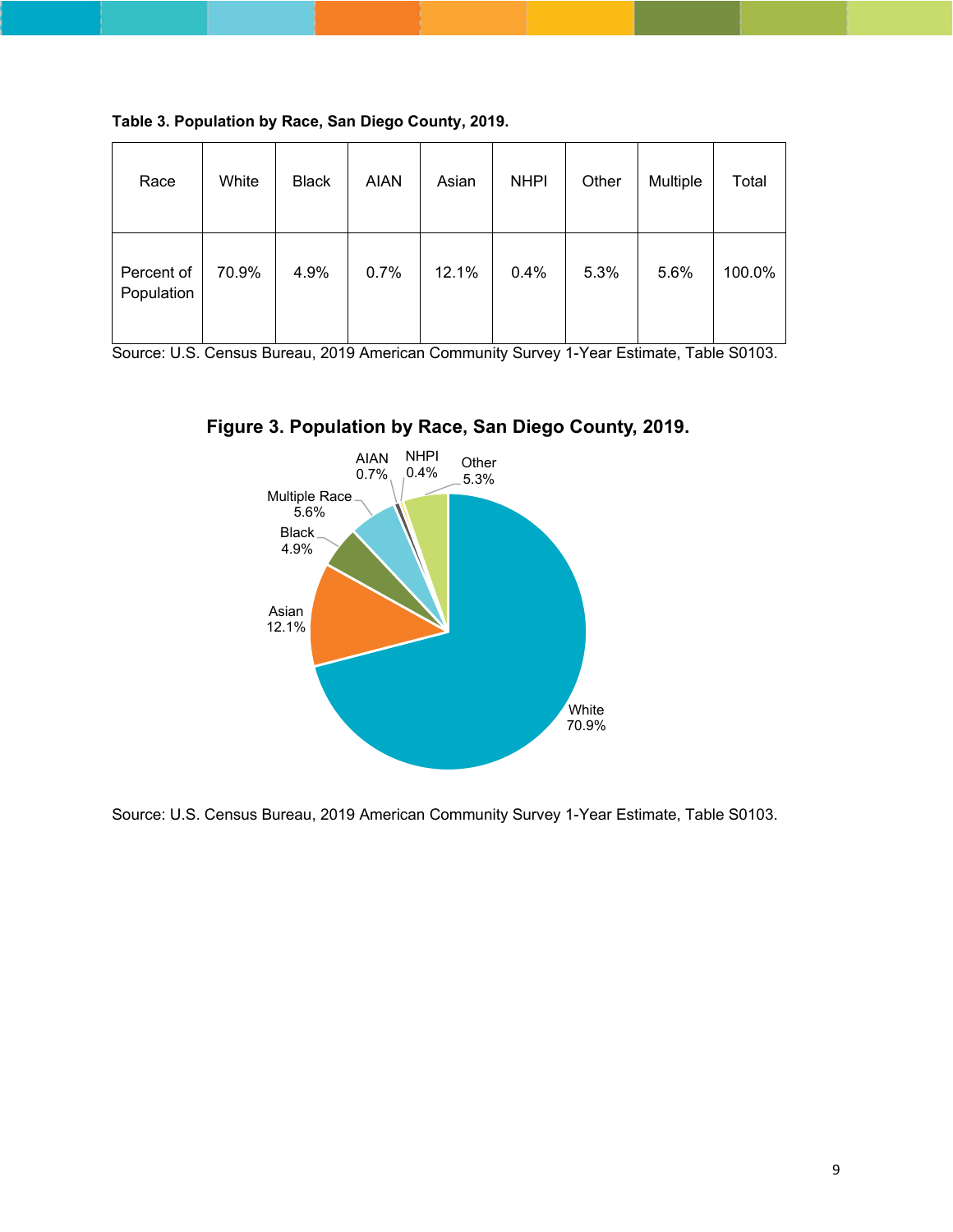**Table 3. Population by Race, San Diego County, 2019.**

| Race | White | Black | AIAN | Asian | NHPI | Other | Multiple | Total |
|---|---|---|---|---|---|---|---|---|
| Percent of Population | 70.9% | 4.9% | 0.7% | 12.1% | 0.4% | 5.3% | 5.6% | 100.0% |

Source: U.S. Census Bureau, 2019 American Community Survey 1-Year Estimate, Table S0103.

**Figure 3. Population by Race, San Diego County, 2019.**

Source: U.S. Census Bureau, 2019 American Community Survey 1-Year Estimate, Table S0103.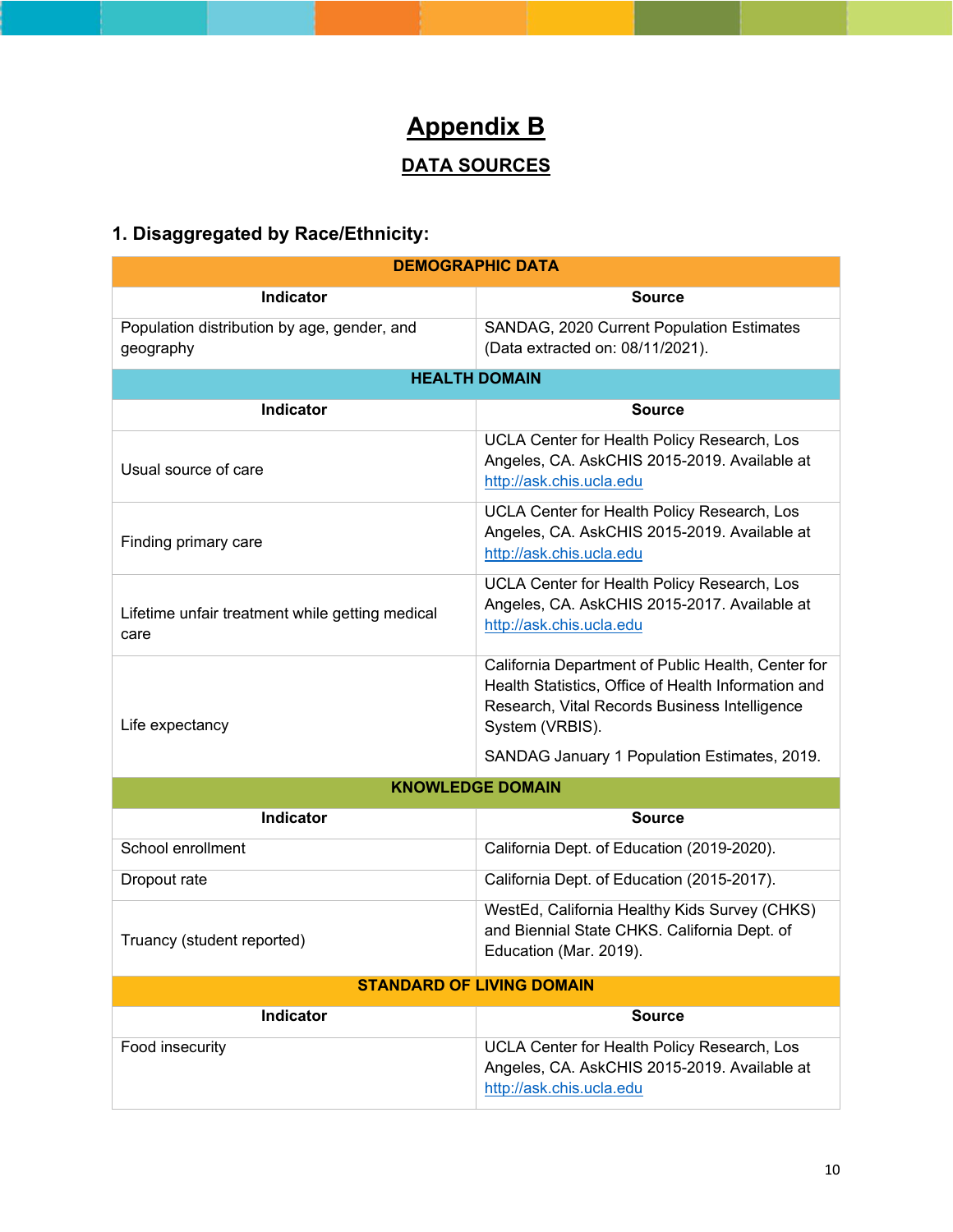# Appendix B

## DATA SOURCES

### 1. Disaggregated by Race/Ethnicity:

| **DEMOGRAPHIC DATA** | |
|---|---|
| **Indicator** | **Source** |
| Population distribution by age, gender, and geography | SANDAG, 2020 Current Population Estimates (Data extracted on: 08/11/2021). |
| **HEALTH DOMAIN** | |
| **Indicator** | **Source** |
| Usual source of care | UCLA Center for Health Policy Research, Los Angeles, CA. AskCHIS 2015-2019. Available at [http://ask.chis.ucla.edu](http://ask.chis.ucla.edu) |
| Finding primary care | UCLA Center for Health Policy Research, Los Angeles, CA. AskCHIS 2015-2019. Available at [http://ask.chis.ucla.edu](http://ask.chis.ucla.edu) |
| Lifetime unfair treatment while getting medical care | UCLA Center for Health Policy Research, Los Angeles, CA. AskCHIS 2015-2017. Available at [http://ask.chis.ucla.edu](http://ask.chis.ucla.edu) |
| Life expectancy | California Department of Public Health, Center for Health Statistics, Office of Health Information and Research, Vital Records Business Intelligence System (VRBIS).<br><br>SANDAG January 1 Population Estimates, 2019. |
| **KNOWLEDGE DOMAIN** | |
| **Indicator** | **Source** |
| School enrollment | California Dept. of Education (2019-2020). |
| Dropout rate | California Dept. of Education (2015-2017). |
| Truancy (student reported) | WestEd, California Healthy Kids Survey (CHKS) and Biennial State CHKS. California Dept. of Education (Mar. 2019). |
| **STANDARD OF LIVING DOMAIN** | |
| **Indicator** | **Source** |
| Food insecurity | UCLA Center for Health Policy Research, Los Angeles, CA. AskCHIS 2015-2019. Available at [http://ask.chis.ucla.edu](http://ask.chis.ucla.edu) |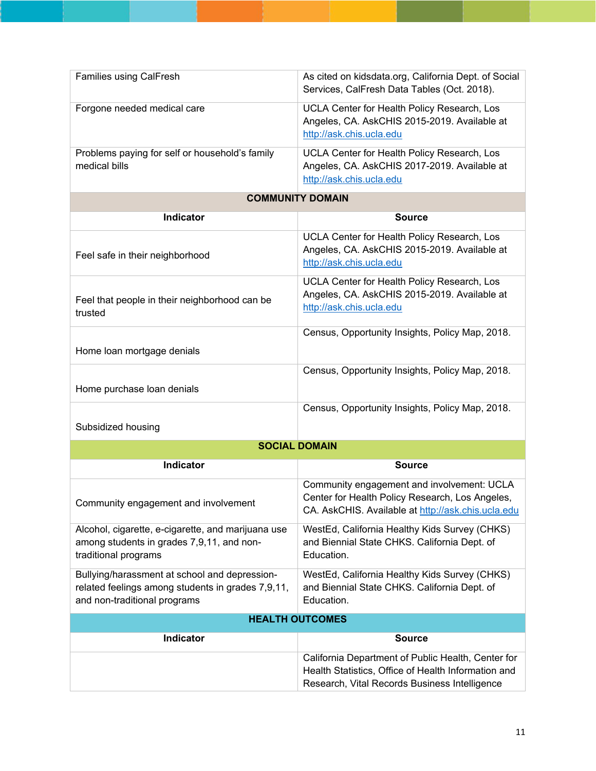| | |
|---|---|
| Families using CalFresh | As cited on kidsdata.org, California Dept. of Social Services, CalFresh Data Tables (Oct. 2018). |
| Forgone needed medical care | UCLA Center for Health Policy Research, Los Angeles, CA. AskCHIS 2015-2019. Available at http://ask.chis.ucla.edu |
| Problems paying for self or household's family medical bills | UCLA Center for Health Policy Research, Los Angeles, CA. AskCHIS 2017-2019. Available at http://ask.chis.ucla.edu |
| **COMMUNITY DOMAIN** | |
| **Indicator** | **Source** |
| Feel safe in their neighborhood | UCLA Center for Health Policy Research, Los Angeles, CA. AskCHIS 2015-2019. Available at http://ask.chis.ucla.edu |
| Feel that people in their neighborhood can be trusted | UCLA Center for Health Policy Research, Los Angeles, CA. AskCHIS 2015-2019. Available at http://ask.chis.ucla.edu |
| Home loan mortgage denials | Census, Opportunity Insights, Policy Map, 2018. |
| Home purchase loan denials | Census, Opportunity Insights, Policy Map, 2018. |
| Subsidized housing | Census, Opportunity Insights, Policy Map, 2018. |
| **SOCIAL DOMAIN** | |
| **Indicator** | **Source** |
| Community engagement and involvement | Community engagement and involvement: UCLA Center for Health Policy Research, Los Angeles, CA. AskCHIS. Available at http://ask.chis.ucla.edu |
| Alcohol, cigarette, e-cigarette, and marijuana use among students in grades 7,9,11, and non-traditional programs | WestEd, California Healthy Kids Survey (CHKS) and Biennial State CHKS. California Dept. of Education. |
| Bullying/harassment at school and depression-related feelings among students in grades 7,9,11, and non-traditional programs | WestEd, California Healthy Kids Survey (CHKS) and Biennial State CHKS. California Dept. of Education. |
| **HEALTH OUTCOMES** | |
| **Indicator** | **Source** |
| | California Department of Public Health, Center for Health Statistics, Office of Health Information and Research, Vital Records Business Intelligence |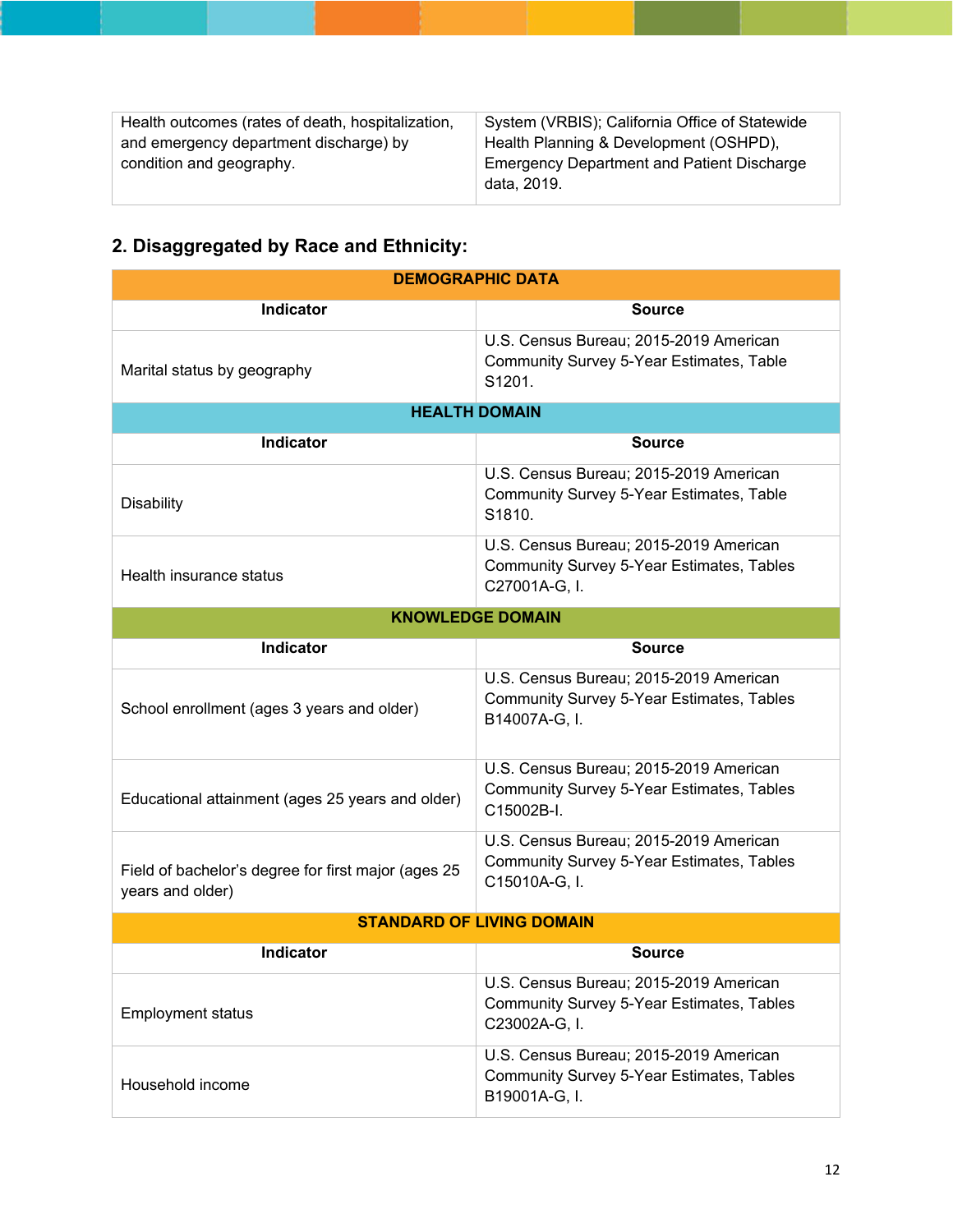| Health outcomes (rates of death, hospitalization, and emergency department discharge) by condition and geography. | System (VRBIS); California Office of Statewide Health Planning & Development (OSHPD), Emergency Department and Patient Discharge data, 2019. |
|---|---|

## 2. Disaggregated by Race and Ethnicity:

| DEMOGRAPHIC DATA | |
|---|---|
| **Indicator** | **Source** |
| Marital status by geography | U.S. Census Bureau; 2015-2019 American Community Survey 5-Year Estimates, Table S1201. |
| **HEALTH DOMAIN** | |
| **Indicator** | **Source** |
| Disability | U.S. Census Bureau; 2015-2019 American Community Survey 5-Year Estimates, Table S1810. |
| Health insurance status | U.S. Census Bureau; 2015-2019 American Community Survey 5-Year Estimates, Tables C27001A-G, I. |
| **KNOWLEDGE DOMAIN** | |
| **Indicator** | **Source** |
| School enrollment (ages 3 years and older) | U.S. Census Bureau; 2015-2019 American Community Survey 5-Year Estimates, Tables B14007A-G, I. |
| Educational attainment (ages 25 years and older) | U.S. Census Bureau; 2015-2019 American Community Survey 5-Year Estimates, Tables C15002B-I. |
| Field of bachelor's degree for first major (ages 25 years and older) | U.S. Census Bureau; 2015-2019 American Community Survey 5-Year Estimates, Tables C15010A-G, I. |
| **STANDARD OF LIVING DOMAIN** | |
| **Indicator** | **Source** |
| Employment status | U.S. Census Bureau; 2015-2019 American Community Survey 5-Year Estimates, Tables C23002A-G, I. |
| Household income | U.S. Census Bureau; 2015-2019 American Community Survey 5-Year Estimates, Tables B19001A-G, I. |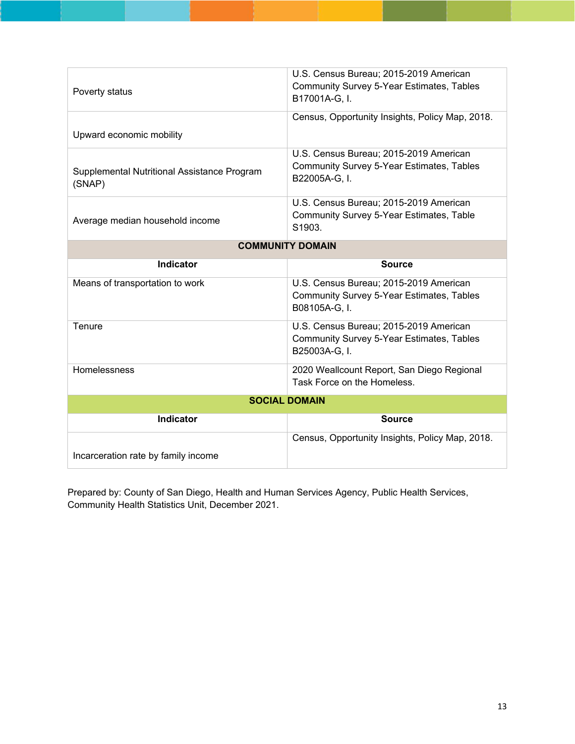| | |
|---|---|
| Poverty status | U.S. Census Bureau; 2015-2019 American Community Survey 5-Year Estimates, Tables B17001A-G, I. |
| Upward economic mobility | Census, Opportunity Insights, Policy Map, 2018. |
| Supplemental Nutritional Assistance Program (SNAP) | U.S. Census Bureau; 2015-2019 American Community Survey 5-Year Estimates, Tables B22005A-G, I. |
| Average median household income | U.S. Census Bureau; 2015-2019 American Community Survey 5-Year Estimates, Table S1903. |
| **COMMUNITY DOMAIN** | |
| **Indicator** | **Source** |
| Means of transportation to work | U.S. Census Bureau; 2015-2019 American Community Survey 5-Year Estimates, Tables B08105A-G, I. |
| Tenure | U.S. Census Bureau; 2015-2019 American Community Survey 5-Year Estimates, Tables B25003A-G, I. |
| Homelessness | 2020 Weallcount Report, San Diego Regional Task Force on the Homeless. |
| **SOCIAL DOMAIN** | |
| **Indicator** | **Source** |
| Incarceration rate by family income | Census, Opportunity Insights, Policy Map, 2018. |

Prepared by: County of San Diego, Health and Human Services Agency, Public Health Services, Community Health Statistics Unit, December 2021.